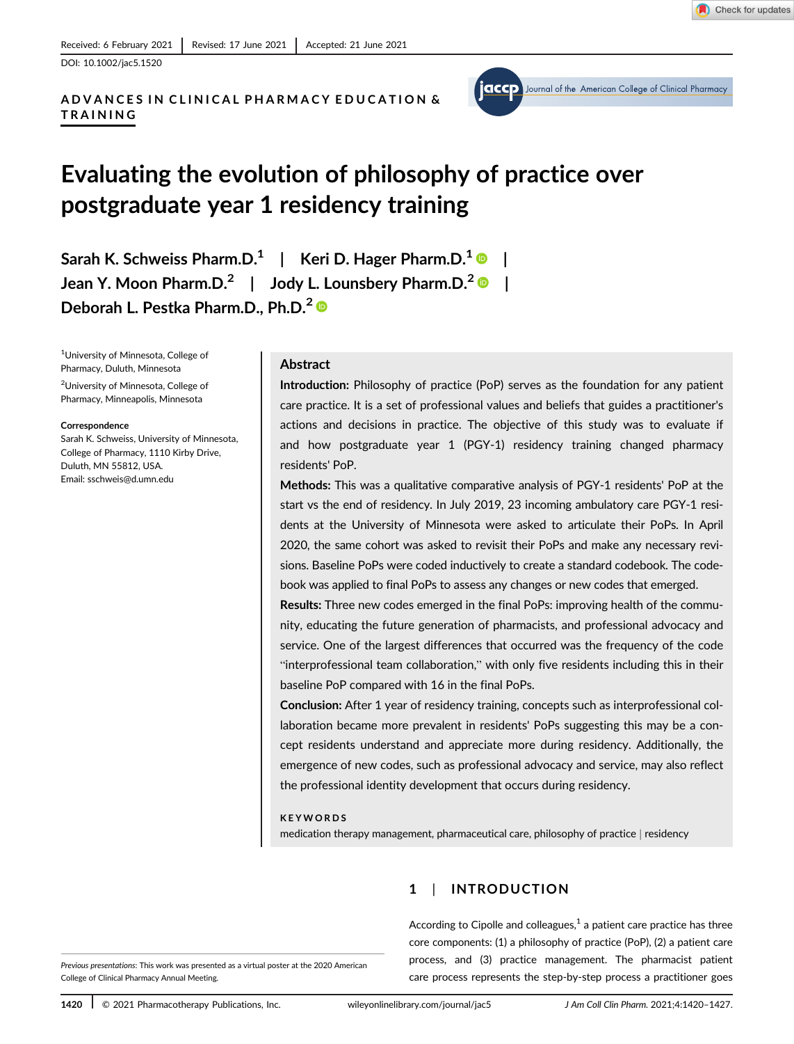Received: 6 February 2021 | Revised: 17 June 2021 | Accepted: 21 June 2021

DOI: 10.1002/jac5.1520

ADVANCES IN CLINICAL PHARMACY EDUCATION & TRAINING

# Evaluating the evolution of philosophy of practice over postgraduate year 1 residency training

**Sarah K. Schweiss Pharm.D.**[1] | **Keri D. Hager Pharm.D.**[1] | **Jean Y. Moon Pharm.D.**[2] | **Jody L. Lounsbery Pharm.D.**[2] | **Deborah L. Pestka Pharm.D., Ph.D.**[2]

[1]University of Minnesota, College of Pharmacy, Duluth, Minnesota

[2]University of Minnesota, College of Pharmacy, Minneapolis, Minnesota

**Correspondence**
Sarah K. Schweiss, University of Minnesota, College of Pharmacy, 1110 Kirby Drive, Duluth, MN 55812, USA.
Email: sschweis@d.umn.edu

## Abstract

**Introduction:** Philosophy of practice (PoP) serves as the foundation for any patient care practice. It is a set of professional values and beliefs that guides a practitioner's actions and decisions in practice. The objective of this study was to evaluate if and how postgraduate year 1 (PGY-1) residency training changed pharmacy residents' PoP.

**Methods:** This was a qualitative comparative analysis of PGY-1 residents' PoP at the start vs the end of residency. In July 2019, 23 incoming ambulatory care PGY-1 residents at the University of Minnesota were asked to articulate their PoPs. In April 2020, the same cohort was asked to revisit their PoPs and make any necessary revisions. Baseline PoPs were coded inductively to create a standard codebook. The codebook was applied to final PoPs to assess any changes or new codes that emerged.

**Results:** Three new codes emerged in the final PoPs: improving health of the community, educating the future generation of pharmacists, and professional advocacy and service. One of the largest differences that occurred was the frequency of the code "interprofessional team collaboration," with only five residents including this in their baseline PoP compared with 16 in the final PoPs.

**Conclusion:** After 1 year of residency training, concepts such as interprofessional collaboration became more prevalent in residents' PoPs suggesting this may be a concept residents understand and appreciate more during residency. Additionally, the emergence of new codes, such as professional advocacy and service, may also reflect the professional identity development that occurs during residency.

**KEYWORDS**

medication therapy management, pharmaceutical care, philosophy of practice | residency

## 1 | INTRODUCTION

According to Cipolle and colleagues,[1] a patient care practice has three core components: (1) a philosophy of practice (PoP), (2) a patient care process, and (3) practice management. The pharmacist patient care process represents the step-by-step process a practitioner goes

*Previous presentations*: This work was presented as a virtual poster at the 2020 American College of Clinical Pharmacy Annual Meeting.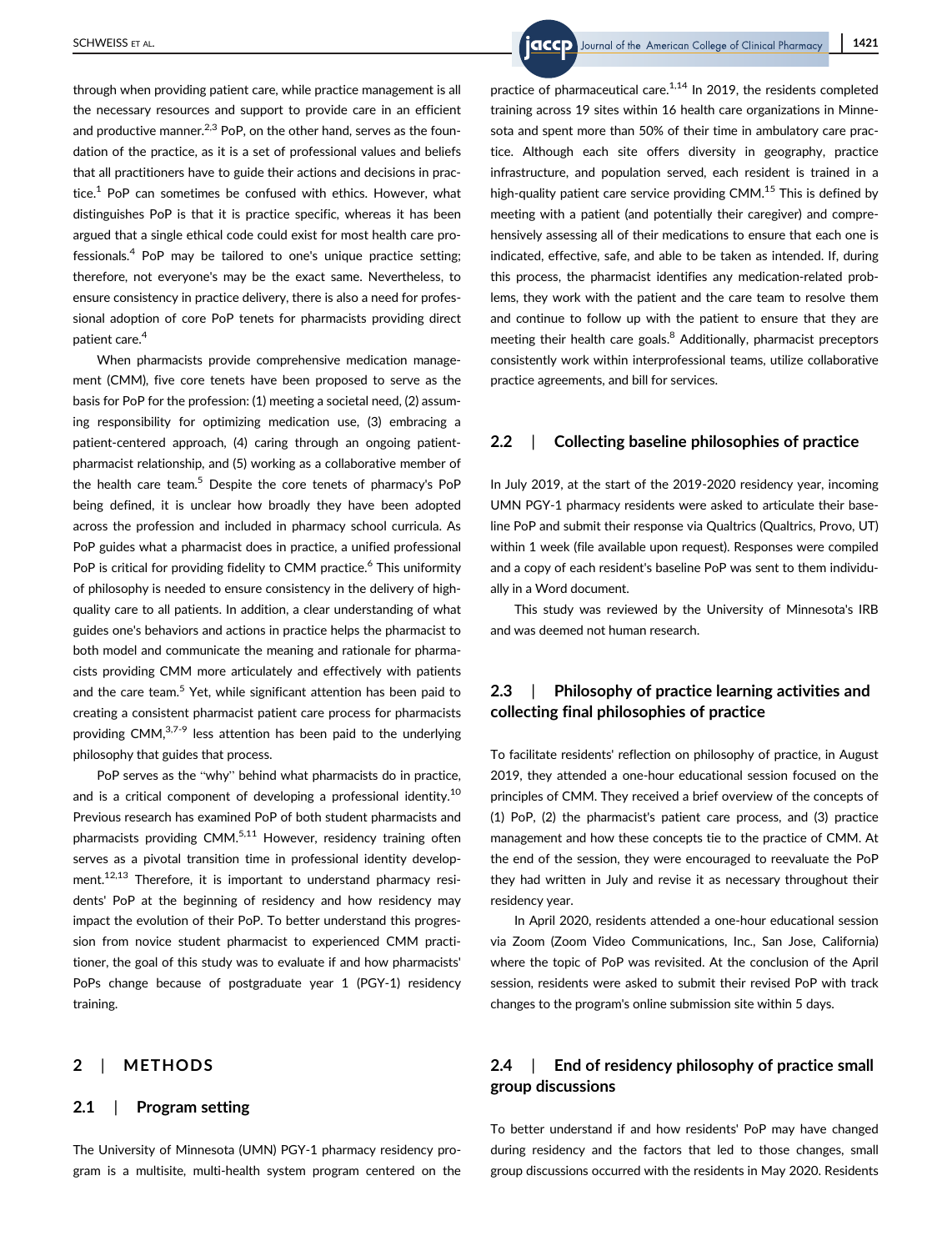through when providing patient care, while practice management is all the necessary resources and support to provide care in an efficient and productive manner.[2,3] PoP, on the other hand, serves as the foundation of the practice, as it is a set of professional values and beliefs that all practitioners have to guide their actions and decisions in practice.[1] PoP can sometimes be confused with ethics. However, what distinguishes PoP is that it is practice specific, whereas it has been argued that a single ethical code could exist for most health care professionals.[4] PoP may be tailored to one's unique practice setting; therefore, not everyone's may be the exact same. Nevertheless, to ensure consistency in practice delivery, there is also a need for professional adoption of core PoP tenets for pharmacists providing direct patient care.[4]

When pharmacists provide comprehensive medication management (CMM), five core tenets have been proposed to serve as the basis for PoP for the profession: (1) meeting a societal need, (2) assuming responsibility for optimizing medication use, (3) embracing a patient-centered approach, (4) caring through an ongoing patient-pharmacist relationship, and (5) working as a collaborative member of the health care team.[5] Despite the core tenets of pharmacy's PoP being defined, it is unclear how broadly they have been adopted across the profession and included in pharmacy school curricula. As PoP guides what a pharmacist does in practice, a unified professional PoP is critical for providing fidelity to CMM practice.[6] This uniformity of philosophy is needed to ensure consistency in the delivery of high-quality care to all patients. In addition, a clear understanding of what guides one's behaviors and actions in practice helps the pharmacist to both model and communicate the meaning and rationale for pharmacists providing CMM more articulately and effectively with patients and the care team.[5] Yet, while significant attention has been paid to creating a consistent pharmacist patient care process for pharmacists providing CMM,[3,7-9] less attention has been paid to the underlying philosophy that guides that process.

PoP serves as the "why" behind what pharmacists do in practice, and is a critical component of developing a professional identity.[10] Previous research has examined PoP of both student pharmacists and pharmacists providing CMM.[5,11] However, residency training often serves as a pivotal transition time in professional identity development.[12,13] Therefore, it is important to understand pharmacy residents' PoP at the beginning of residency and how residency may impact the evolution of their PoP. To better understand this progression from novice student pharmacist to experienced CMM practitioner, the goal of this study was to evaluate if and how pharmacists' PoPs change because of postgraduate year 1 (PGY-1) residency training.

## 2 | METHODS

### 2.1 | Program setting

The University of Minnesota (UMN) PGY-1 pharmacy residency program is a multisite, multi-health system program centered on the practice of pharmaceutical care.[1,14] In 2019, the residents completed training across 19 sites within 16 health care organizations in Minnesota and spent more than 50% of their time in ambulatory care practice. Although each site offers diversity in geography, practice infrastructure, and population served, each resident is trained in a high-quality patient care service providing CMM.[15] This is defined by meeting with a patient (and potentially their caregiver) and comprehensively assessing all of their medications to ensure that each one is indicated, effective, safe, and able to be taken as intended. If, during this process, the pharmacist identifies any medication-related problems, they work with the patient and the care team to resolve them and continue to follow up with the patient to ensure that they are meeting their health care goals.[8] Additionally, pharmacist preceptors consistently work within interprofessional teams, utilize collaborative practice agreements, and bill for services.

### 2.2 | Collecting baseline philosophies of practice

In July 2019, at the start of the 2019-2020 residency year, incoming UMN PGY-1 pharmacy residents were asked to articulate their baseline PoP and submit their response via Qualtrics (Qualtrics, Provo, UT) within 1 week (file available upon request). Responses were compiled and a copy of each resident's baseline PoP was sent to them individually in a Word document.

This study was reviewed by the University of Minnesota's IRB and was deemed not human research.

### 2.3 | Philosophy of practice learning activities and collecting final philosophies of practice

To facilitate residents' reflection on philosophy of practice, in August 2019, they attended a one-hour educational session focused on the principles of CMM. They received a brief overview of the concepts of (1) PoP, (2) the pharmacist's patient care process, and (3) practice management and how these concepts tie to the practice of CMM. At the end of the session, they were encouraged to reevaluate the PoP they had written in July and revise it as necessary throughout their residency year.

In April 2020, residents attended a one-hour educational session via Zoom (Zoom Video Communications, Inc., San Jose, California) where the topic of PoP was revisited. At the conclusion of the April session, residents were asked to submit their revised PoP with track changes to the program's online submission site within 5 days.

### 2.4 | End of residency philosophy of practice small group discussions

To better understand if and how residents' PoP may have changed during residency and the factors that led to those changes, small group discussions occurred with the residents in May 2020. Residents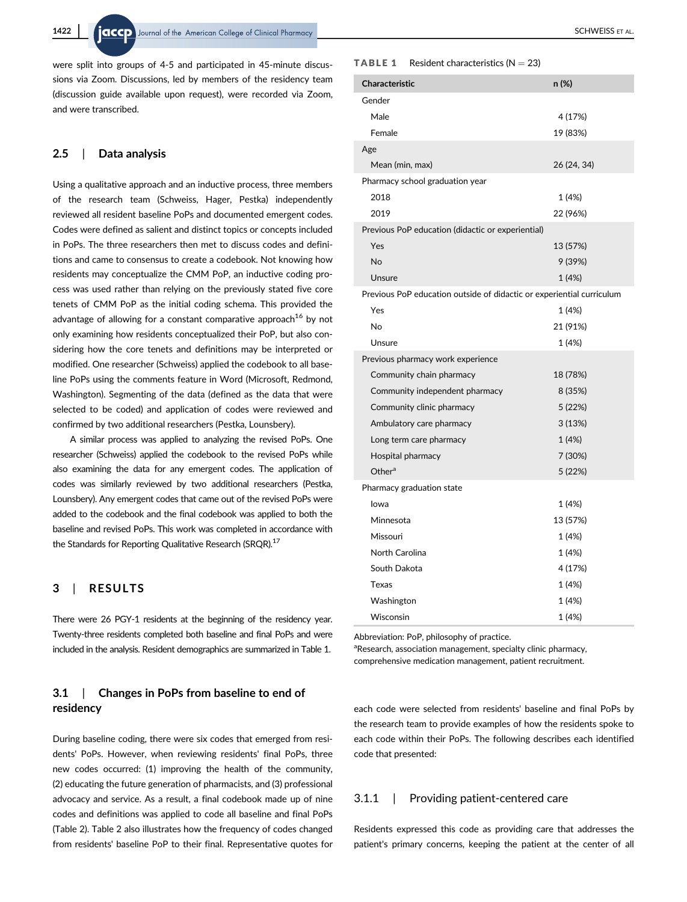were split into groups of 4-5 and participated in 45-minute discussions via Zoom. Discussions, led by members of the residency team (discussion guide available upon request), were recorded via Zoom, and were transcribed.

### 2.5 | Data analysis

Using a qualitative approach and an inductive process, three members of the research team (Schweiss, Hager, Pestka) independently reviewed all resident baseline PoPs and documented emergent codes. Codes were defined as salient and distinct topics or concepts included in PoPs. The three researchers then met to discuss codes and definitions and came to consensus to create a codebook. Not knowing how residents may conceptualize the CMM PoP, an inductive coding process was used rather than relying on the previously stated five core tenets of CMM PoP as the initial coding schema. This provided the advantage of allowing for a constant comparative approach[16] by not only examining how residents conceptualized their PoP, but also considering how the core tenets and definitions may be interpreted or modified. One researcher (Schweiss) applied the codebook to all baseline PoPs using the comments feature in Word (Microsoft, Redmond, Washington). Segmenting of the data (defined as the data that were selected to be coded) and application of codes were reviewed and confirmed by two additional researchers (Pestka, Lounsbery).

A similar process was applied to analyzing the revised PoPs. One researcher (Schweiss) applied the codebook to the revised PoPs while also examining the data for any emergent codes. The application of codes was similarly reviewed by two additional researchers (Pestka, Lounsbery). Any emergent codes that came out of the revised PoPs were added to the codebook and the final codebook was applied to both the baseline and revised PoPs. This work was completed in accordance with the Standards for Reporting Qualitative Research (SRQR).[17]

## 3 | RESULTS

There were 26 PGY-1 residents at the beginning of the residency year. Twenty-three residents completed both baseline and final PoPs and were included in the analysis. Resident demographics are summarized in Table 1.

**TABLE 1** Resident characteristics (N = 23)

| Characteristic | n (%) |
|---|---|
| Gender | |
| Male | 4 (17%) |
| Female | 19 (83%) |
| Age | |
| Mean (min, max) | 26 (24, 34) |
| Pharmacy school graduation year | |
| 2018 | 1 (4%) |
| 2019 | 22 (96%) |
| Previous PoP education (didactic or experiential) | |
| Yes | 13 (57%) |
| No | 9 (39%) |
| Unsure | 1 (4%) |
| Previous PoP education outside of didactic or experiential curriculum | |
| Yes | 1 (4%) |
| No | 21 (91%) |
| Unsure | 1 (4%) |
| Previous pharmacy work experience | |
| Community chain pharmacy | 18 (78%) |
| Community independent pharmacy | 8 (35%) |
| Community clinic pharmacy | 5 (22%) |
| Ambulatory care pharmacy | 3 (13%) |
| Long term care pharmacy | 1 (4%) |
| Hospital pharmacy | 7 (30%) |
| Other[a] | 5 (22%) |
| Pharmacy graduation state | |
| Iowa | 1 (4%) |
| Minnesota | 13 (57%) |
| Missouri | 1 (4%) |
| North Carolina | 1 (4%) |
| South Dakota | 4 (17%) |
| Texas | 1 (4%) |
| Washington | 1 (4%) |
| Wisconsin | 1 (4%) |

Abbreviation: PoP, philosophy of practice.
[a]Research, association management, specialty clinic pharmacy, comprehensive medication management, patient recruitment.

### 3.1 | Changes in PoPs from baseline to end of residency

During baseline coding, there were six codes that emerged from residents' PoPs. However, when reviewing residents' final PoPs, three new codes occurred: (1) improving the health of the community, (2) educating the future generation of pharmacists, and (3) professional advocacy and service. As a result, a final codebook made up of nine codes and definitions was applied to code all baseline and final PoPs (Table 2). Table 2 also illustrates how the frequency of codes changed from residents' baseline PoP to their final. Representative quotes for each code were selected from residents' baseline and final PoPs by the research team to provide examples of how the residents spoke to each code within their PoPs. The following describes each identified code that presented:

#### 3.1.1 | Providing patient-centered care

Residents expressed this code as providing care that addresses the patient's primary concerns, keeping the patient at the center of all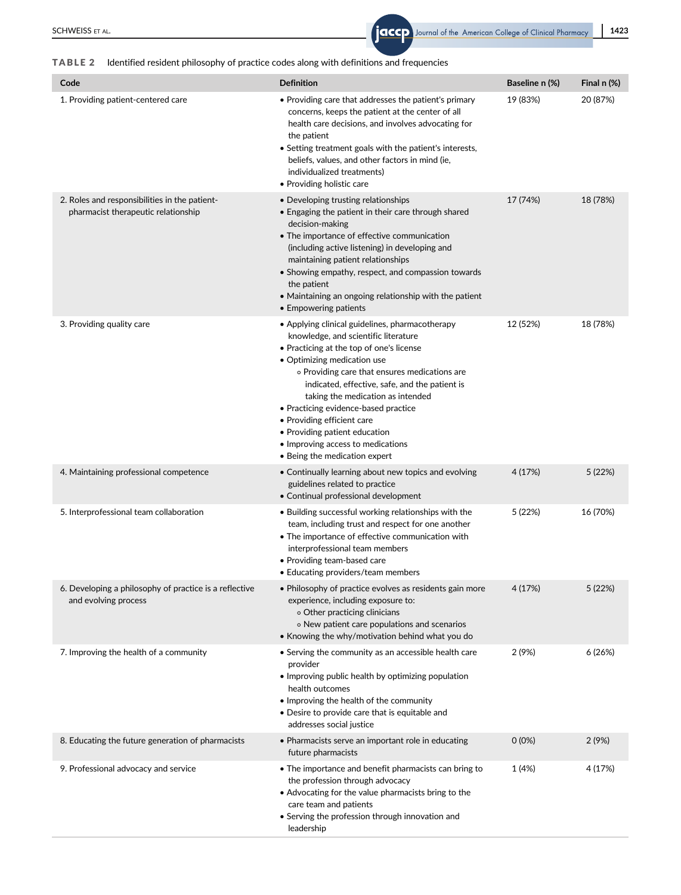**TABLE 2** Identified resident philosophy of practice codes along with definitions and frequencies

| Code | Definition | Baseline n (%) | Final n (%) |
|---|---|---|---|
| 1. Providing patient-centered care | • Providing care that addresses the patient's primary concerns, keeps the patient at the center of all health care decisions, and involves advocating for the patient<br>• Setting treatment goals with the patient's interests, beliefs, values, and other factors in mind (ie, individualized treatments)<br>• Providing holistic care | 19 (83%) | 20 (87%) |
| 2. Roles and responsibilities in the patient-pharmacist therapeutic relationship | • Developing trusting relationships<br>• Engaging the patient in their care through shared decision-making<br>• The importance of effective communication (including active listening) in developing and maintaining patient relationships<br>• Showing empathy, respect, and compassion towards the patient<br>• Maintaining an ongoing relationship with the patient<br>• Empowering patients | 17 (74%) | 18 (78%) |
| 3. Providing quality care | • Applying clinical guidelines, pharmacotherapy knowledge, and scientific literature<br>• Practicing at the top of one's license<br>• Optimizing medication use<br>  ◦ Providing care that ensures medications are indicated, effective, safe, and the patient is taking the medication as intended<br>• Practicing evidence-based practice<br>• Providing efficient care<br>• Providing patient education<br>• Improving access to medications<br>• Being the medication expert | 12 (52%) | 18 (78%) |
| 4. Maintaining professional competence | • Continually learning about new topics and evolving guidelines related to practice<br>• Continual professional development | 4 (17%) | 5 (22%) |
| 5. Interprofessional team collaboration | • Building successful working relationships with the team, including trust and respect for one another<br>• The importance of effective communication with interprofessional team members<br>• Providing team-based care<br>• Educating providers/team members | 5 (22%) | 16 (70%) |
| 6. Developing a philosophy of practice is a reflective and evolving process | • Philosophy of practice evolves as residents gain more experience, including exposure to:<br>  ◦ Other practicing clinicians<br>  ◦ New patient care populations and scenarios<br>• Knowing the why/motivation behind what you do | 4 (17%) | 5 (22%) |
| 7. Improving the health of a community | • Serving the community as an accessible health care provider<br>• Improving public health by optimizing population health outcomes<br>• Improving the health of the community<br>• Desire to provide care that is equitable and addresses social justice | 2 (9%) | 6 (26%) |
| 8. Educating the future generation of pharmacists | • Pharmacists serve an important role in educating future pharmacists | 0 (0%) | 2 (9%) |
| 9. Professional advocacy and service | • The importance and benefit pharmacists can bring to the profession through advocacy<br>• Advocating for the value pharmacists bring to the care team and patients<br>• Serving the profession through innovation and leadership | 1 (4%) | 4 (17%) |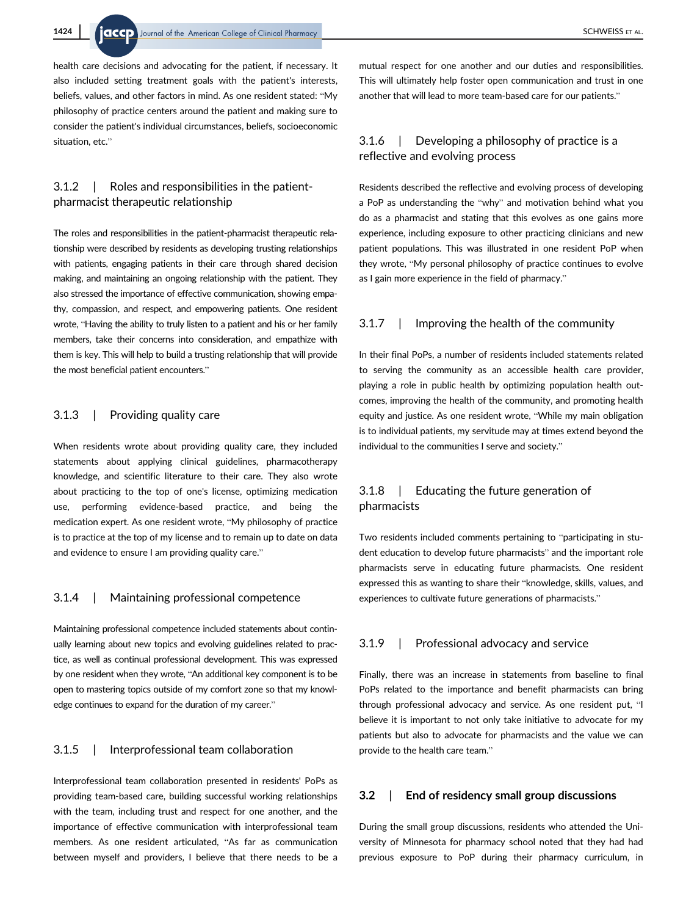health care decisions and advocating for the patient, if necessary. It also included setting treatment goals with the patient's interests, beliefs, values, and other factors in mind. As one resident stated: "My philosophy of practice centers around the patient and making sure to consider the patient's individual circumstances, beliefs, socioeconomic situation, etc."

### 3.1.2 | Roles and responsibilities in the patient-pharmacist therapeutic relationship

The roles and responsibilities in the patient-pharmacist therapeutic relationship were described by residents as developing trusting relationships with patients, engaging patients in their care through shared decision making, and maintaining an ongoing relationship with the patient. They also stressed the importance of effective communication, showing empathy, compassion, and respect, and empowering patients. One resident wrote, "Having the ability to truly listen to a patient and his or her family members, take their concerns into consideration, and empathize with them is key. This will help to build a trusting relationship that will provide the most beneficial patient encounters."

### 3.1.3 | Providing quality care

When residents wrote about providing quality care, they included statements about applying clinical guidelines, pharmacotherapy knowledge, and scientific literature to their care. They also wrote about practicing to the top of one's license, optimizing medication use, performing evidence-based practice, and being the medication expert. As one resident wrote, "My philosophy of practice is to practice at the top of my license and to remain up to date on data and evidence to ensure I am providing quality care."

### 3.1.4 | Maintaining professional competence

Maintaining professional competence included statements about continually learning about new topics and evolving guidelines related to practice, as well as continual professional development. This was expressed by one resident when they wrote, "An additional key component is to be open to mastering topics outside of my comfort zone so that my knowledge continues to expand for the duration of my career."

### 3.1.5 | Interprofessional team collaboration

Interprofessional team collaboration presented in residents' PoPs as providing team-based care, building successful working relationships with the team, including trust and respect for one another, and the importance of effective communication with interprofessional team members. As one resident articulated, "As far as communication between myself and providers, I believe that there needs to be a mutual respect for one another and our duties and responsibilities. This will ultimately help foster open communication and trust in one another that will lead to more team-based care for our patients."

### 3.1.6 | Developing a philosophy of practice is a reflective and evolving process

Residents described the reflective and evolving process of developing a PoP as understanding the "why" and motivation behind what you do as a pharmacist and stating that this evolves as one gains more experience, including exposure to other practicing clinicians and new patient populations. This was illustrated in one resident PoP when they wrote, "My personal philosophy of practice continues to evolve as I gain more experience in the field of pharmacy."

### 3.1.7 | Improving the health of the community

In their final PoPs, a number of residents included statements related to serving the community as an accessible health care provider, playing a role in public health by optimizing population health outcomes, improving the health of the community, and promoting health equity and justice. As one resident wrote, "While my main obligation is to individual patients, my servitude may at times extend beyond the individual to the communities I serve and society."

### 3.1.8 | Educating the future generation of pharmacists

Two residents included comments pertaining to "participating in student education to develop future pharmacists" and the important role pharmacists serve in educating future pharmacists. One resident expressed this as wanting to share their "knowledge, skills, values, and experiences to cultivate future generations of pharmacists."

### 3.1.9 | Professional advocacy and service

Finally, there was an increase in statements from baseline to final PoPs related to the importance and benefit pharmacists can bring through professional advocacy and service. As one resident put, "I believe it is important to not only take initiative to advocate for my patients but also to advocate for pharmacists and the value we can provide to the health care team."

## 3.2 | End of residency small group discussions

During the small group discussions, residents who attended the University of Minnesota for pharmacy school noted that they had had previous exposure to PoP during their pharmacy curriculum, in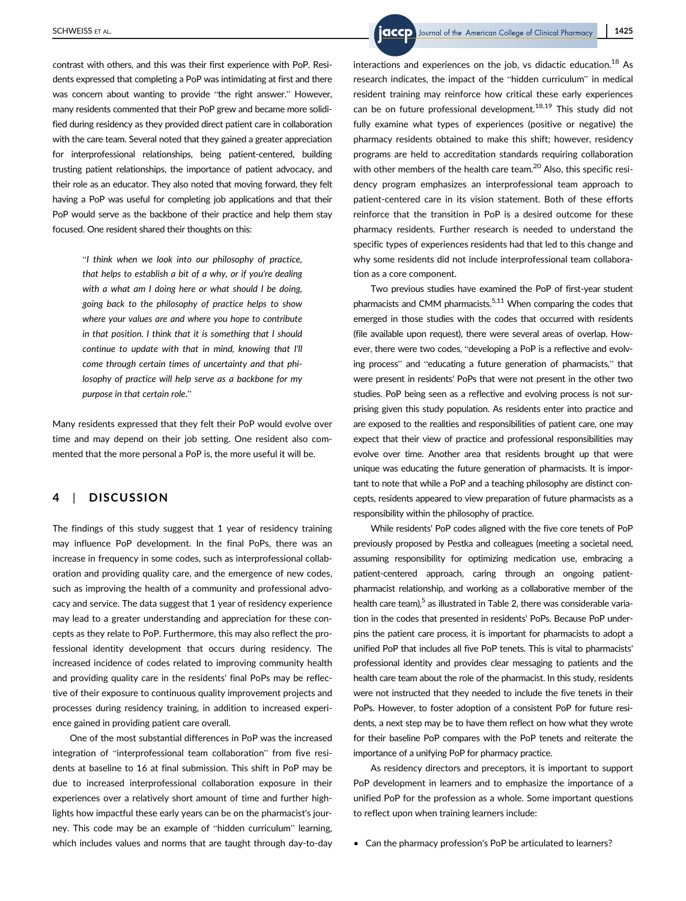contrast with others, and this was their first experience with PoP. Residents expressed that completing a PoP was intimidating at first and there was concern about wanting to provide "the right answer." However, many residents commented that their PoP grew and became more solidified during residency as they provided direct patient care in collaboration with the care team. Several noted that they gained a greater appreciation for interprofessional relationships, being patient-centered, building trusting patient relationships, the importance of patient advocacy, and their role as an educator. They also noted that moving forward, they felt having a PoP was useful for completing job applications and that their PoP would serve as the backbone of their practice and help them stay focused. One resident shared their thoughts on this:

> "*I think when we look into our philosophy of practice, that helps to establish a bit of a why, or if you're dealing with a what am I doing here or what should I be doing, going back to the philosophy of practice helps to show where your values are and where you hope to contribute in that position. I think that it is something that I should continue to update with that in mind, knowing that I'll come through certain times of uncertainty and that philosophy of practice will help serve as a backbone for my purpose in that certain role.*"

Many residents expressed that they felt their PoP would evolve over time and may depend on their job setting. One resident also commented that the more personal a PoP is, the more useful it will be.

## 4 | DISCUSSION

The findings of this study suggest that 1 year of residency training may influence PoP development. In the final PoPs, there was an increase in frequency in some codes, such as interprofessional collaboration and providing quality care, and the emergence of new codes, such as improving the health of a community and professional advocacy and service. The data suggest that 1 year of residency experience may lead to a greater understanding and appreciation for these concepts as they relate to PoP. Furthermore, this may also reflect the professional identity development that occurs during residency. The increased incidence of codes related to improving community health and providing quality care in the residents' final PoPs may be reflective of their exposure to continuous quality improvement projects and processes during residency training, in addition to increased experience gained in providing patient care overall.

One of the most substantial differences in PoP was the increased integration of "interprofessional team collaboration" from five residents at baseline to 16 at final submission. This shift in PoP may be due to increased interprofessional collaboration exposure in their experiences over a relatively short amount of time and further highlights how impactful these early years can be on the pharmacist's journey. This code may be an example of "hidden curriculum" learning, which includes values and norms that are taught through day-to-day interactions and experiences on the job, vs didactic education.[18] As research indicates, the impact of the "hidden curriculum" in medical resident training may reinforce how critical these early experiences can be on future professional development.[18,19] This study did not fully examine what types of experiences (positive or negative) the pharmacy residents obtained to make this shift; however, residency programs are held to accreditation standards requiring collaboration with other members of the health care team.[20] Also, this specific residency program emphasizes an interprofessional team approach to patient-centered care in its vision statement. Both of these efforts reinforce that the transition in PoP is a desired outcome for these pharmacy residents. Further research is needed to understand the specific types of experiences residents had that led to this change and why some residents did not include interprofessional team collaboration as a core component.

Two previous studies have examined the PoP of first-year student pharmacists and CMM pharmacists.[5,11] When comparing the codes that emerged in those studies with the codes that occurred with residents (file available upon request), there were several areas of overlap. However, there were two codes, "developing a PoP is a reflective and evolving process" and "educating a future generation of pharmacists," that were present in residents' PoPs that were not present in the other two studies. PoP being seen as a reflective and evolving process is not surprising given this study population. As residents enter into practice and are exposed to the realities and responsibilities of patient care, one may expect that their view of practice and professional responsibilities may evolve over time. Another area that residents brought up that were unique was educating the future generation of pharmacists. It is important to note that while a PoP and a teaching philosophy are distinct concepts, residents appeared to view preparation of future pharmacists as a responsibility within the philosophy of practice.

While residents' PoP codes aligned with the five core tenets of PoP previously proposed by Pestka and colleagues (meeting a societal need, assuming responsibility for optimizing medication use, embracing a patient-centered approach, caring through an ongoing patient-pharmacist relationship, and working as a collaborative member of the health care team),[5] as illustrated in Table 2, there was considerable variation in the codes that presented in residents' PoPs. Because PoP underpins the patient care process, it is important for pharmacists to adopt a unified PoP that includes all five PoP tenets. This is vital to pharmacists' professional identity and provides clear messaging to patients and the health care team about the role of the pharmacist. In this study, residents were not instructed that they needed to include the five tenets in their PoPs. However, to foster adoption of a consistent PoP for future residents, a next step may be to have them reflect on how what they wrote for their baseline PoP compares with the PoP tenets and reiterate the importance of a unifying PoP for pharmacy practice.

As residency directors and preceptors, it is important to support PoP development in learners and to emphasize the importance of a unified PoP for the profession as a whole. Some important questions to reflect upon when training learners include:

- Can the pharmacy profession's PoP be articulated to learners?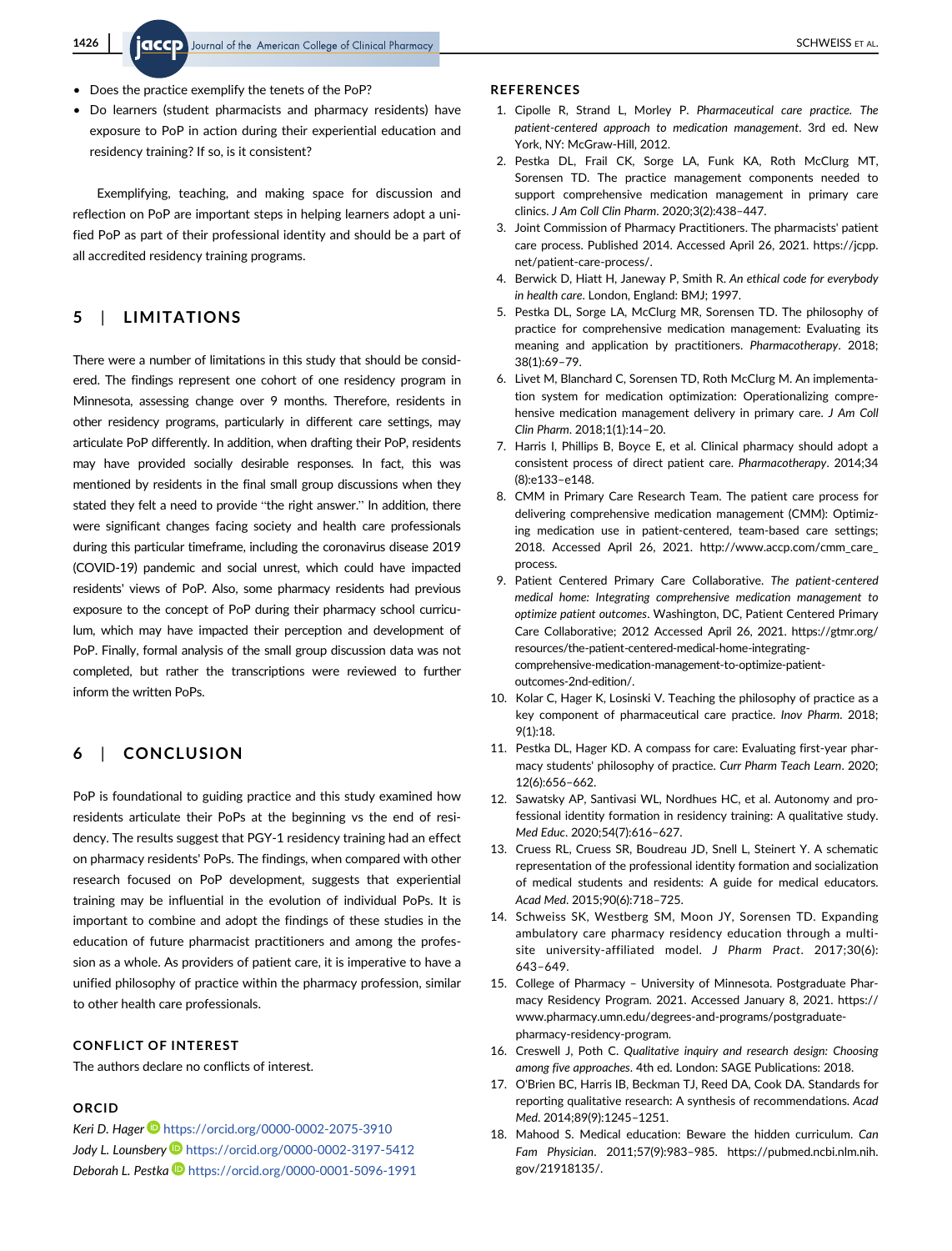- Does the practice exemplify the tenets of the PoP?
- Do learners (student pharmacists and pharmacy residents) have exposure to PoP in action during their experiential education and residency training? If so, is it consistent?

Exemplifying, teaching, and making space for discussion and reflection on PoP are important steps in helping learners adopt a unified PoP as part of their professional identity and should be a part of all accredited residency training programs.

## 5 | LIMITATIONS

There were a number of limitations in this study that should be considered. The findings represent one cohort of one residency program in Minnesota, assessing change over 9 months. Therefore, residents in other residency programs, particularly in different care settings, may articulate PoP differently. In addition, when drafting their PoP, residents may have provided socially desirable responses. In fact, this was mentioned by residents in the final small group discussions when they stated they felt a need to provide "the right answer." In addition, there were significant changes facing society and health care professionals during this particular timeframe, including the coronavirus disease 2019 (COVID-19) pandemic and social unrest, which could have impacted residents' views of PoP. Also, some pharmacy residents had previous exposure to the concept of PoP during their pharmacy school curriculum, which may have impacted their perception and development of PoP. Finally, formal analysis of the small group discussion data was not completed, but rather the transcriptions were reviewed to further inform the written PoPs.

## 6 | CONCLUSION

PoP is foundational to guiding practice and this study examined how residents articulate their PoPs at the beginning vs the end of residency. The results suggest that PGY-1 residency training had an effect on pharmacy residents' PoPs. The findings, when compared with other research focused on PoP development, suggests that experiential training may be influential in the evolution of individual PoPs. It is important to combine and adopt the findings of these studies in the education of future pharmacist practitioners and among the profession as a whole. As providers of patient care, it is imperative to have a unified philosophy of practice within the pharmacy profession, similar to other health care professionals.

### CONFLICT OF INTEREST

The authors declare no conflicts of interest.

### ORCID

*Keri D. Hager* https://orcid.org/0000-0002-2075-3910
*Jody L. Lounsbery* https://orcid.org/0000-0002-3197-5412
*Deborah L. Pestka* https://orcid.org/0000-0001-5096-1991

### REFERENCES

1. Cipolle R, Strand L, Morley P. *Pharmaceutical care practice. The patient-centered approach to medication management*. 3rd ed. New York, NY: McGraw-Hill, 2012.
2. Pestka DL, Frail CK, Sorge LA, Funk KA, Roth McClurg MT, Sorensen TD. The practice management components needed to support comprehensive medication management in primary care clinics. *J Am Coll Clin Pharm*. 2020;3(2):438–447.
3. Joint Commission of Pharmacy Practitioners. The pharmacists' patient care process. Published 2014. Accessed April 26, 2021. https://jcpp.net/patient-care-process/.
4. Berwick D, Hiatt H, Janeway P, Smith R. *An ethical code for everybody in health care*. London, England: BMJ; 1997.
5. Pestka DL, Sorge LA, McClurg MR, Sorensen TD. The philosophy of practice for comprehensive medication management: Evaluating its meaning and application by practitioners. *Pharmacotherapy*. 2018;38(1):69–79.
6. Livet M, Blanchard C, Sorensen TD, Roth McClurg M. An implementation system for medication optimization: Operationalizing comprehensive medication management delivery in primary care. *J Am Coll Clin Pharm*. 2018;1(1):14–20.
7. Harris I, Phillips B, Boyce E, et al. Clinical pharmacy should adopt a consistent process of direct patient care. *Pharmacotherapy*. 2014;34(8):e133–e148.
8. CMM in Primary Care Research Team. The patient care process for delivering comprehensive medication management (CMM): Optimizing medication use in patient-centered, team-based care settings; 2018. Accessed April 26, 2021. http://www.accp.com/cmm_care_process.
9. Patient Centered Primary Care Collaborative. *The patient-centered medical home: Integrating comprehensive medication management to optimize patient outcomes*. Washington, DC, Patient Centered Primary Care Collaborative; 2012 Accessed April 26, 2021. https://gtmr.org/resources/the-patient-centered-medical-home-integrating-comprehensive-medication-management-to-optimize-patient-outcomes-2nd-edition/.
10. Kolar C, Hager K, Losinski V. Teaching the philosophy of practice as a key component of pharmaceutical care practice. *Inov Pharm*. 2018;9(1):18.
11. Pestka DL, Hager KD. A compass for care: Evaluating first-year pharmacy students' philosophy of practice. *Curr Pharm Teach Learn*. 2020;12(6):656–662.
12. Sawatsky AP, Santivasi WL, Nordhues HC, et al. Autonomy and professional identity formation in residency training: A qualitative study. *Med Educ*. 2020;54(7):616–627.
13. Cruess RL, Cruess SR, Boudreau JD, Snell L, Steinert Y. A schematic representation of the professional identity formation and socialization of medical students and residents: A guide for medical educators. *Acad Med*. 2015;90(6):718–725.
14. Schweiss SK, Westberg SM, Moon JY, Sorensen TD. Expanding ambulatory care pharmacy residency education through a multisite university-affiliated model. *J Pharm Pract*. 2017;30(6):643–649.
15. College of Pharmacy – University of Minnesota. Postgraduate Pharmacy Residency Program. 2021. Accessed January 8, 2021. https://www.pharmacy.umn.edu/degrees-and-programs/postgraduate-pharmacy-residency-program.
16. Creswell J, Poth C. *Qualitative inquiry and research design: Choosing among five approaches*. 4th ed. London: SAGE Publications: 2018.
17. O'Brien BC, Harris IB, Beckman TJ, Reed DA, Cook DA. Standards for reporting qualitative research: A synthesis of recommendations. *Acad Med*. 2014;89(9):1245–1251.
18. Mahood S. Medical education: Beware the hidden curriculum. *Can Fam Physician*. 2011;57(9):983–985. https://pubmed.ncbi.nlm.nih.gov/21918135/.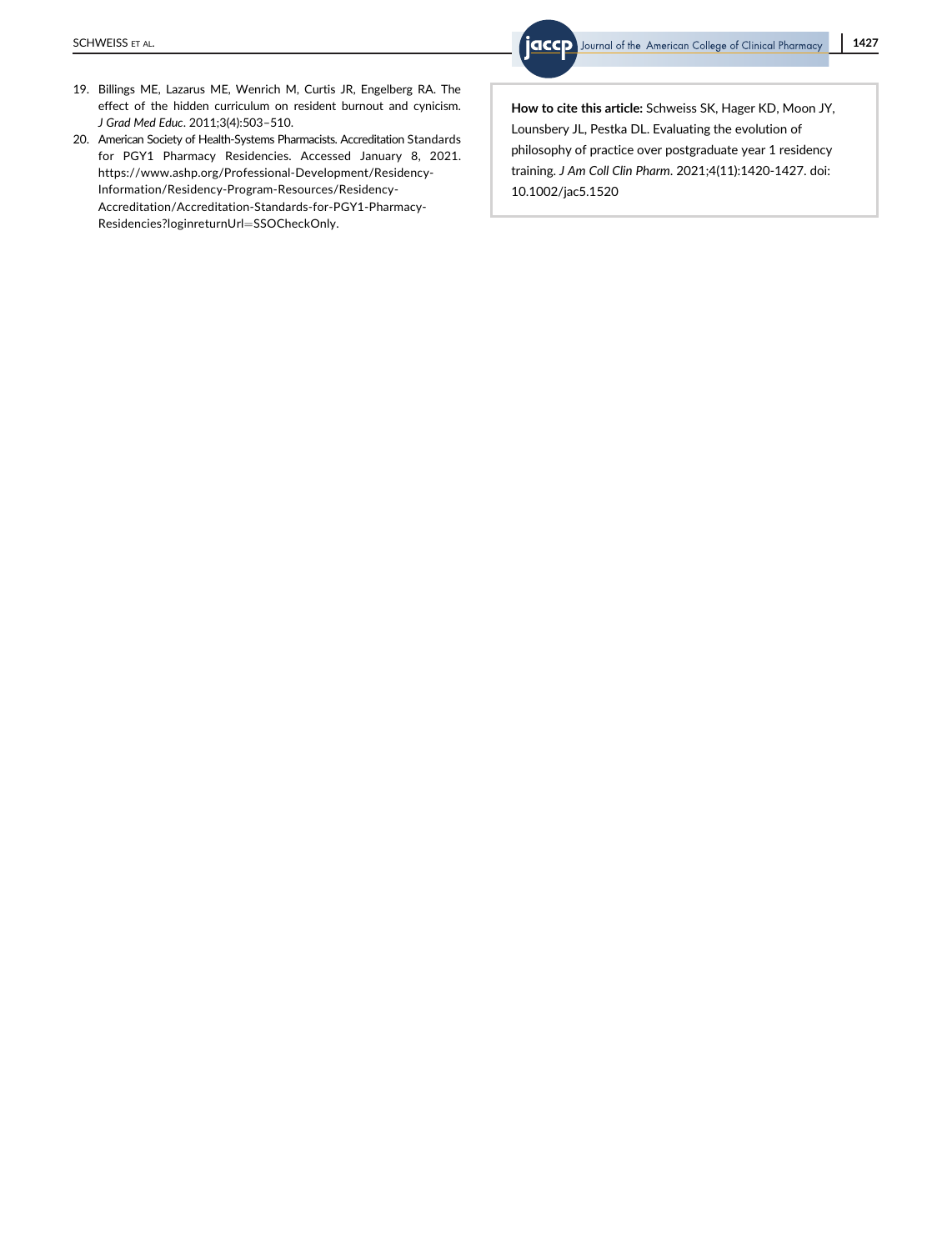19. Billings ME, Lazarus ME, Wenrich M, Curtis JR, Engelberg RA. The effect of the hidden curriculum on resident burnout and cynicism. *J Grad Med Educ*. 2011;3(4):503–510.
20. American Society of Health-Systems Pharmacists. Accreditation Standards for PGY1 Pharmacy Residencies. Accessed January 8, 2021. https://www.ashp.org/Professional-Development/Residency-Information/Residency-Program-Resources/Residency-Accreditation/Accreditation-Standards-for-PGY1-Pharmacy-Residencies?loginreturnUrl=SSOCheckOnly.

**How to cite this article:** Schweiss SK, Hager KD, Moon JY, Lounsbery JL, Pestka DL. Evaluating the evolution of philosophy of practice over postgraduate year 1 residency training. *J Am Coll Clin Pharm*. 2021;4(11):1420-1427. doi: 10.1002/jac5.1520